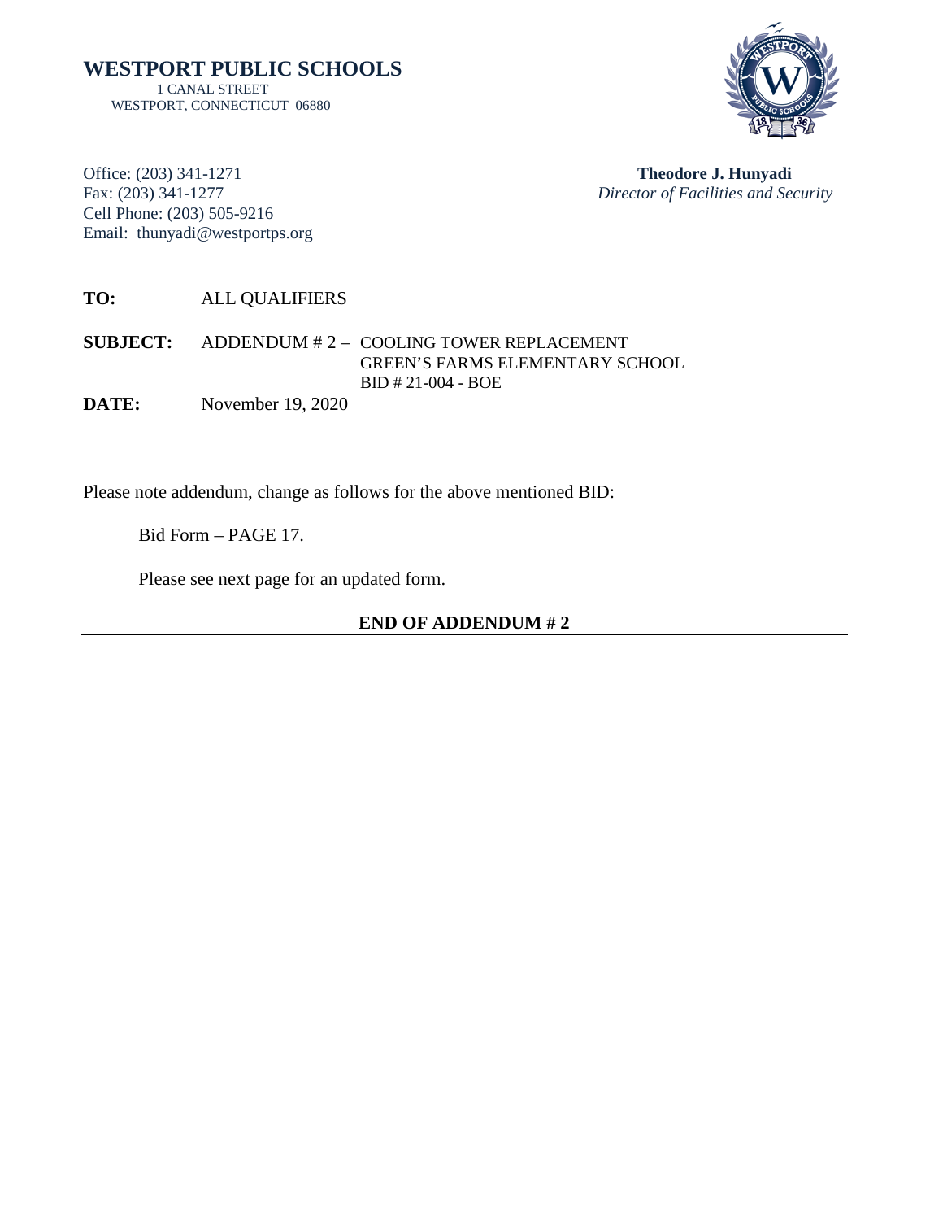# WESTPORT PUBLIC SCHOOLS

1 CANAL STREET
WESTPORT, CONNECTICUT 06880

---

Office: (203) 341-1271
Fax: (203) 341-1277
Cell Phone: (203) 505-9216
Email: thunyadi@westportps.org

**Theodore J. Hunyadi**
*Director of Facilities and Security*

**TO:** ALL QUALIFIERS

**SUBJECT:** ADDENDUM # 2 – COOLING TOWER REPLACEMENT
GREEN'S FARMS ELEMENTARY SCHOOL
BID # 21-004 - BOE

**DATE:** November 19, 2020

Please note addendum, change as follows for the above mentioned BID:

Bid Form – PAGE 17.

Please see next page for an updated form.

**END OF ADDENDUM # 2**

---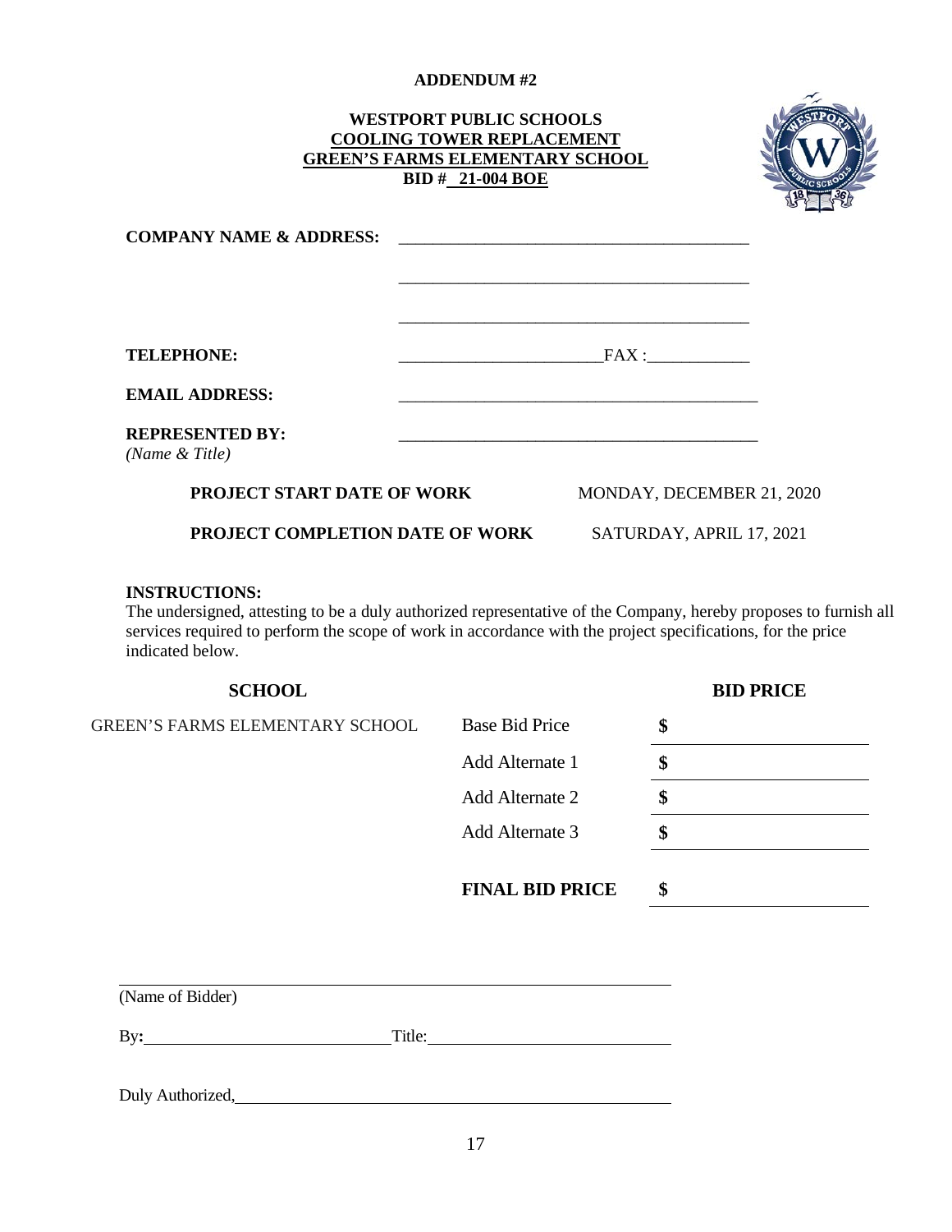**ADDENDUM #2**

**WESTPORT PUBLIC SCHOOLS**
**COOLING TOWER REPLACEMENT**
**GREEN'S FARMS ELEMENTARY SCHOOL**
**BID # 21-004 BOE**

**COMPANY NAME & ADDRESS:** ________________________________________

________________________________________

________________________________________

**TELEPHONE:** ________________________ FAX :____________

**EMAIL ADDRESS:** ________________________________________

**REPRESENTED BY:** ________________________________________
*(Name & Title)*

**PROJECT START DATE OF WORK** MONDAY, DECEMBER 21, 2020

**PROJECT COMPLETION DATE OF WORK** SATURDAY, APRIL 17, 2021

**INSTRUCTIONS:**
The undersigned, attesting to be a duly authorized representative of the Company, hereby proposes to furnish all services required to perform the scope of work in accordance with the project specifications, for the price indicated below.

| SCHOOL | | BID PRICE |
|---|---|---|
| GREEN'S FARMS ELEMENTARY SCHOOL | Base Bid Price | $ |
| | Add Alternate 1 | $ |
| | Add Alternate 2 | $ |
| | Add Alternate 3 | $ |
| | **FINAL BID PRICE** | $ |

______________________________________________
(Name of Bidder)

By:____________________________ Title:____________________________

Duly Authorized,______________________________________________